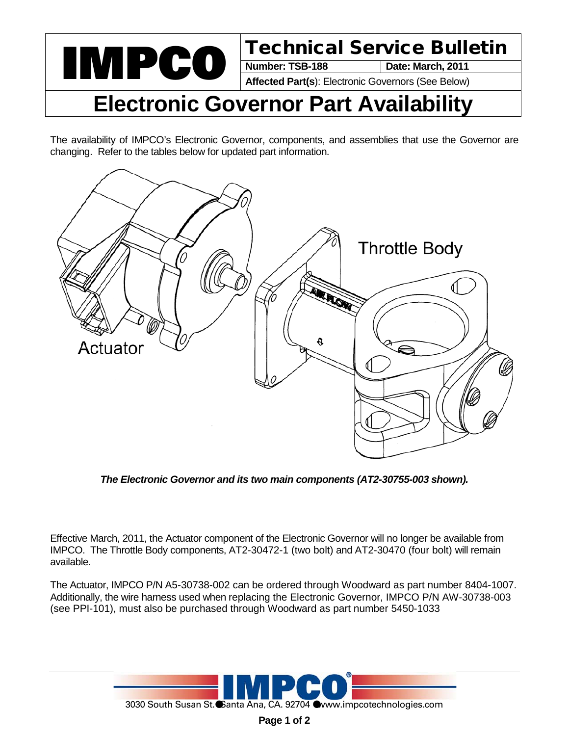# Technical Service Bulletin

**Number: TSB-188** | **Date: March, 2011**

**Affected Part(s)**: Electronic Governors (See Below)

# Electronic Governor Part Availability

The availability of IMPCO's Electronic Governor, components, and assemblies that use the Governor are changing. Refer to the tables below for updated part information.

***The Electronic Governor and its two main components (AT2-30755-003 shown).***

Effective March, 2011, the Actuator component of the Electronic Governor will no longer be available from IMPCO. The Throttle Body components, AT2-30472-1 (two bolt) and AT2-30470 (four bolt) will remain available.

The Actuator, IMPCO P/N A5-30738-002 can be ordered through Woodward as part number 8404-1007. Additionally, the wire harness used when replacing the Electronic Governor, IMPCO P/N AW-30738-003 (see PPI-101), must also be purchased through Woodward as part number 5450-1033

3030 South Susan St. ● Santa Ana, CA. 92704 ● www.impcotechnologies.com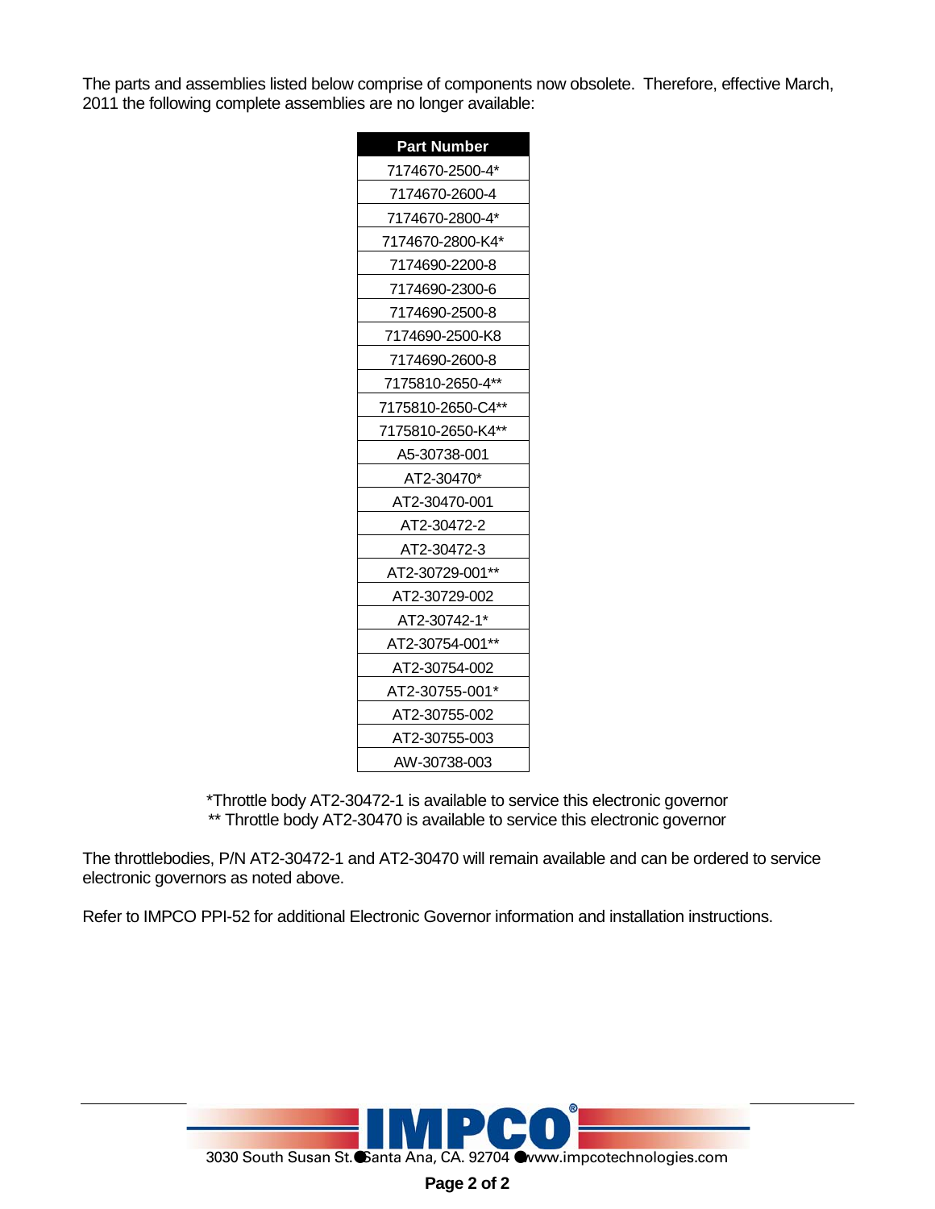The parts and assemblies listed below comprise of components now obsolete. Therefore, effective March, 2011 the following complete assemblies are no longer available:

| Part Number |
| --- |
| 7174670-2500-4* |
| 7174670-2600-4 |
| 7174670-2800-4* |
| 7174670-2800-K4* |
| 7174690-2200-8 |
| 7174690-2300-6 |
| 7174690-2500-8 |
| 7174690-2500-K8 |
| 7174690-2600-8 |
| 7175810-2650-4** |
| 7175810-2650-C4** |
| 7175810-2650-K4** |
| A5-30738-001 |
| AT2-30470* |
| AT2-30470-001 |
| AT2-30472-2 |
| AT2-30472-3 |
| AT2-30729-001** |
| AT2-30729-002 |
| AT2-30742-1* |
| AT2-30754-001** |
| AT2-30754-002 |
| AT2-30755-001* |
| AT2-30755-002 |
| AT2-30755-003 |
| AW-30738-003 |

*Throttle body AT2-30472-1 is available to service this electronic governor
** Throttle body AT2-30470 is available to service this electronic governor

The throttlebodies, P/N AT2-30472-1 and AT2-30470 will remain available and can be ordered to service electronic governors as noted above.

Refer to IMPCO PPI-52 for additional Electronic Governor information and installation instructions.

IMPCO®
3030 South Susan St. ● Santa Ana, CA. 92704 ● www.impcotechnologies.com